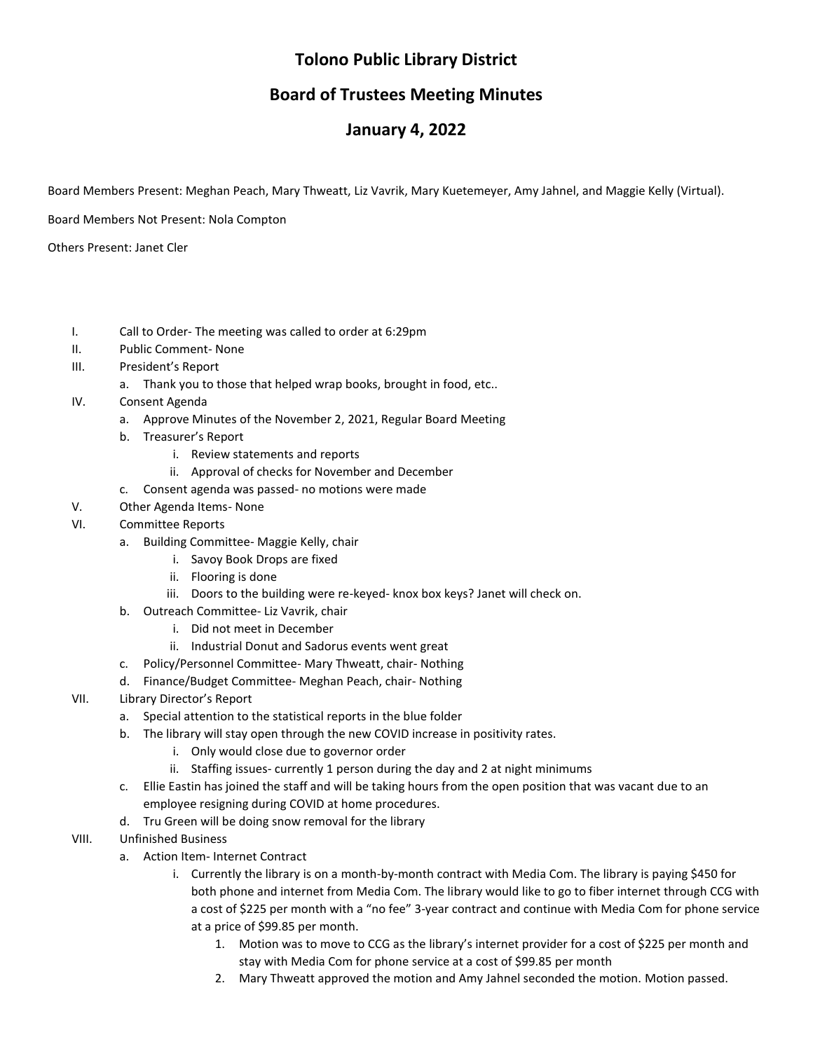# Tolono Public Library District

## Board of Trustees Meeting Minutes

## January 4, 2022

Board Members Present: Meghan Peach, Mary Thweatt, Liz Vavrik, Mary Kuetemeyer, Amy Jahnel, and Maggie Kelly (Virtual).

Board Members Not Present: Nola Compton

Others Present: Janet Cler

I. Call to Order- The meeting was called to order at 6:29pm

II. Public Comment- None

III. President's Report
   a. Thank you to those that helped wrap books, brought in food, etc..

IV. Consent Agenda
   a. Approve Minutes of the November 2, 2021, Regular Board Meeting
   b. Treasurer's Report
      i. Review statements and reports
      ii. Approval of checks for November and December
   c. Consent agenda was passed- no motions were made

V. Other Agenda Items- None

VI. Committee Reports
   a. Building Committee- Maggie Kelly, chair
      i. Savoy Book Drops are fixed
      ii. Flooring is done
      iii. Doors to the building were re-keyed- knox box keys? Janet will check on.
   b. Outreach Committee- Liz Vavrik, chair
      i. Did not meet in December
      ii. Industrial Donut and Sadorus events went great
   c. Policy/Personnel Committee- Mary Thweatt, chair- Nothing
   d. Finance/Budget Committee- Meghan Peach, chair- Nothing

VII. Library Director's Report
   a. Special attention to the statistical reports in the blue folder
   b. The library will stay open through the new COVID increase in positivity rates.
      i. Only would close due to governor order
      ii. Staffing issues- currently 1 person during the day and 2 at night minimums
   c. Ellie Eastin has joined the staff and will be taking hours from the open position that was vacant due to an employee resigning during COVID at home procedures.
   d. Tru Green will be doing snow removal for the library

VIII. Unfinished Business
   a. Action Item- Internet Contract
      i. Currently the library is on a month-by-month contract with Media Com. The library is paying $450 for both phone and internet from Media Com. The library would like to go to fiber internet through CCG with a cost of $225 per month with a "no fee" 3-year contract and continue with Media Com for phone service at a price of $99.85 per month.
         1. Motion was to move to CCG as the library's internet provider for a cost of $225 per month and stay with Media Com for phone service at a cost of $99.85 per month
         2. Mary Thweatt approved the motion and Amy Jahnel seconded the motion. Motion passed.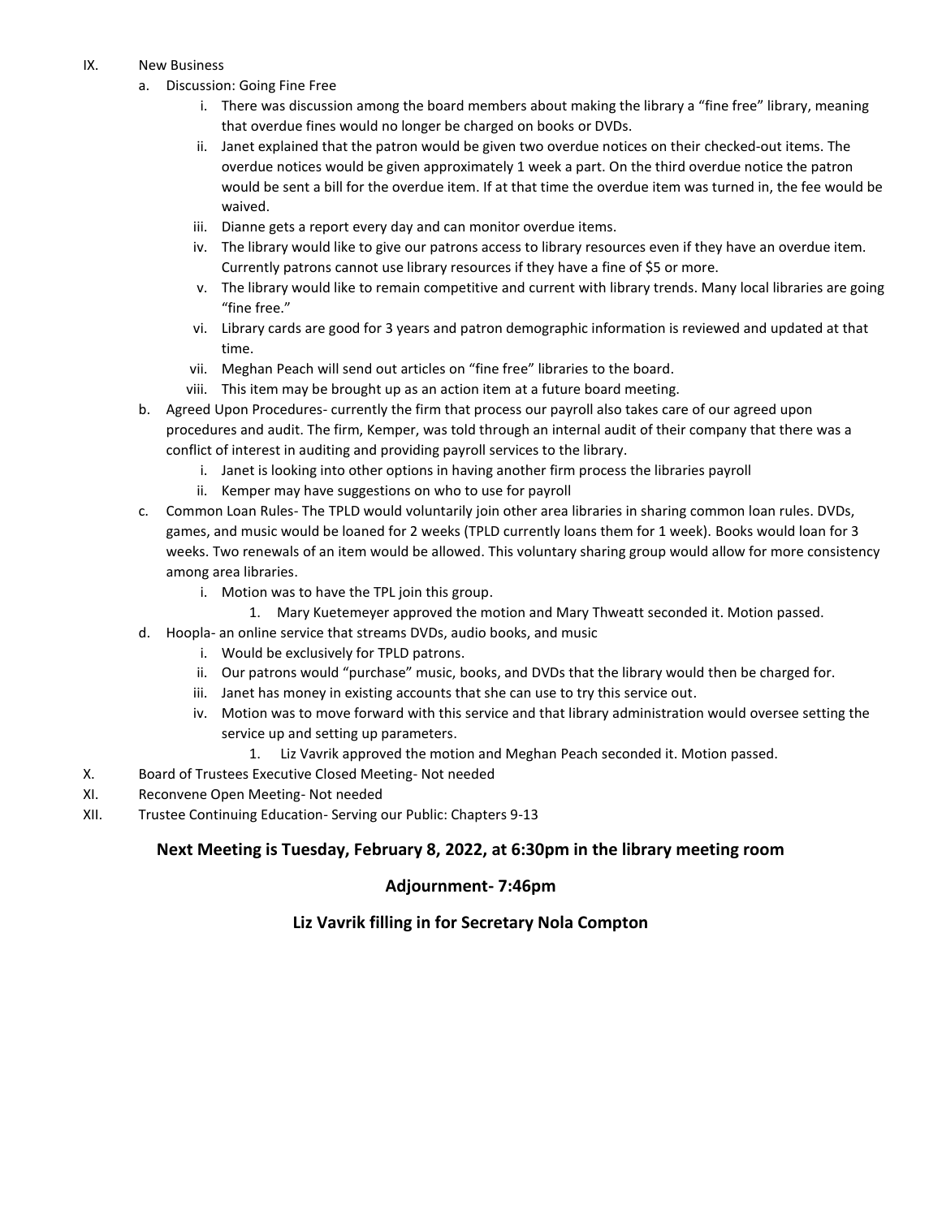IX. New Business
   a. Discussion: Going Fine Free
      i. There was discussion among the board members about making the library a "fine free" library, meaning that overdue fines would no longer be charged on books or DVDs.
      ii. Janet explained that the patron would be given two overdue notices on their checked-out items. The overdue notices would be given approximately 1 week a part. On the third overdue notice the patron would be sent a bill for the overdue item. If at that time the overdue item was turned in, the fee would be waived.
      iii. Dianne gets a report every day and can monitor overdue items.
      iv. The library would like to give our patrons access to library resources even if they have an overdue item. Currently patrons cannot use library resources if they have a fine of $5 or more.
      v. The library would like to remain competitive and current with library trends. Many local libraries are going "fine free."
      vi. Library cards are good for 3 years and patron demographic information is reviewed and updated at that time.
      vii. Meghan Peach will send out articles on "fine free" libraries to the board.
      viii. This item may be brought up as an action item at a future board meeting.
   b. Agreed Upon Procedures- currently the firm that process our payroll also takes care of our agreed upon procedures and audit. The firm, Kemper, was told through an internal audit of their company that there was a conflict of interest in auditing and providing payroll services to the library.
      i. Janet is looking into other options in having another firm process the libraries payroll
      ii. Kemper may have suggestions on who to use for payroll
   c. Common Loan Rules- The TPLD would voluntarily join other area libraries in sharing common loan rules. DVDs, games, and music would be loaned for 2 weeks (TPLD currently loans them for 1 week). Books would loan for 3 weeks. Two renewals of an item would be allowed. This voluntary sharing group would allow for more consistency among area libraries.
      i. Motion was to have the TPL join this group.
         1. Mary Kuetemeyer approved the motion and Mary Thweatt seconded it. Motion passed.
   d. Hoopla- an online service that streams DVDs, audio books, and music
      i. Would be exclusively for TPLD patrons.
      ii. Our patrons would "purchase" music, books, and DVDs that the library would then be charged for.
      iii. Janet has money in existing accounts that she can use to try this service out.
      iv. Motion was to move forward with this service and that library administration would oversee setting the service up and setting up parameters.
         1. Liz Vavrik approved the motion and Meghan Peach seconded it. Motion passed.

X. Board of Trustees Executive Closed Meeting- Not needed

XI. Reconvene Open Meeting- Not needed

XII. Trustee Continuing Education- Serving our Public: Chapters 9-13

**Next Meeting is Tuesday, February 8, 2022, at 6:30pm in the library meeting room**

**Adjournment- 7:46pm**

**Liz Vavrik filling in for Secretary Nola Compton**